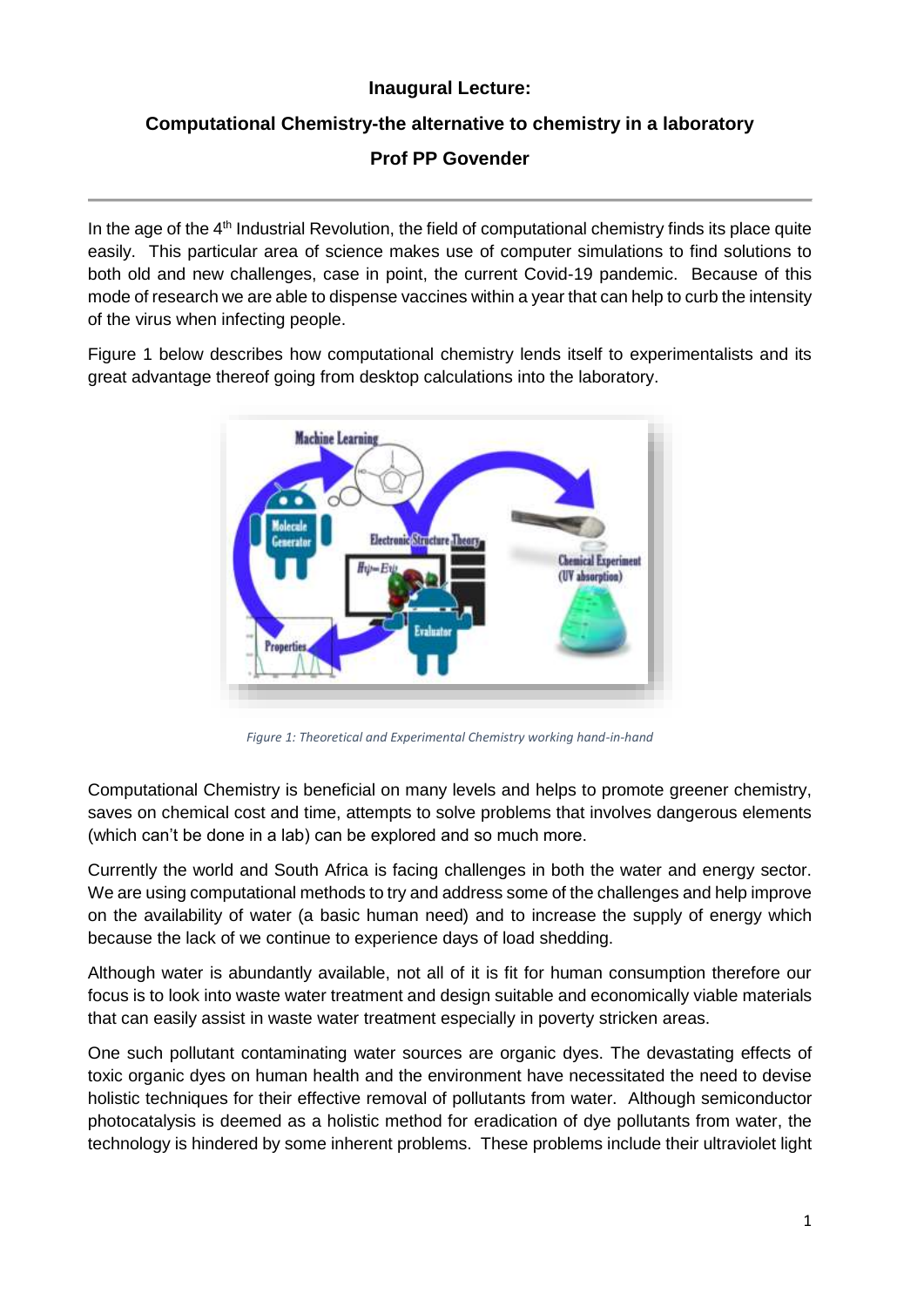**Inaugural Lecture:**

**Computational Chemistry-the alternative to chemistry in a laboratory**

**Prof PP Govender**

---

In the age of the 4th Industrial Revolution, the field of computational chemistry finds its place quite easily. This particular area of science makes use of computer simulations to find solutions to both old and new challenges, case in point, the current Covid-19 pandemic. Because of this mode of research we are able to dispense vaccines within a year that can help to curb the intensity of the virus when infecting people.

Figure 1 below describes how computational chemistry lends itself to experimentalists and its great advantage thereof going from desktop calculations into the laboratory.

*Figure 1: Theoretical and Experimental Chemistry working hand-in-hand*

Computational Chemistry is beneficial on many levels and helps to promote greener chemistry, saves on chemical cost and time, attempts to solve problems that involves dangerous elements (which can't be done in a lab) can be explored and so much more.

Currently the world and South Africa is facing challenges in both the water and energy sector. We are using computational methods to try and address some of the challenges and help improve on the availability of water (a basic human need) and to increase the supply of energy which because the lack of we continue to experience days of load shedding.

Although water is abundantly available, not all of it is fit for human consumption therefore our focus is to look into waste water treatment and design suitable and economically viable materials that can easily assist in waste water treatment especially in poverty stricken areas.

One such pollutant contaminating water sources are organic dyes. The devastating effects of toxic organic dyes on human health and the environment have necessitated the need to devise holistic techniques for their effective removal of pollutants from water. Although semiconductor photocatalysis is deemed as a holistic method for eradication of dye pollutants from water, the technology is hindered by some inherent problems. These problems include their ultraviolet light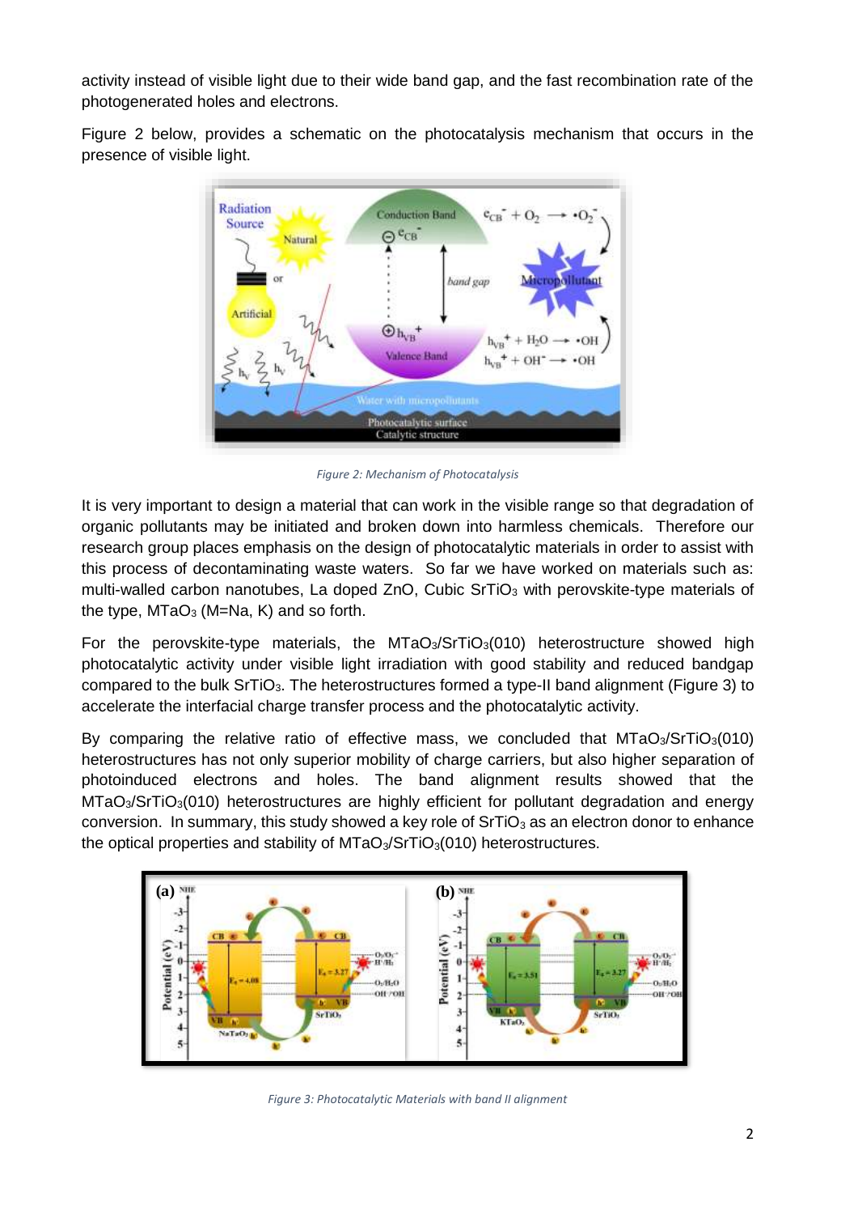activity instead of visible light due to their wide band gap, and the fast recombination rate of the photogenerated holes and electrons.

Figure 2 below, provides a schematic on the photocatalysis mechanism that occurs in the presence of visible light.

*Figure 2: Mechanism of Photocatalysis*

It is very important to design a material that can work in the visible range so that degradation of organic pollutants may be initiated and broken down into harmless chemicals. Therefore our research group places emphasis on the design of photocatalytic materials in order to assist with this process of decontaminating waste waters. So far we have worked on materials such as: multi-walled carbon nanotubes, La doped ZnO, Cubic $SrTiO_3$ with perovskite-type materials of the type, $MTaO_3$ (M=Na, K) and so forth.

For the perovskite-type materials, the $MTaO_3/SrTiO_3(010)$ heterostructure showed high photocatalytic activity under visible light irradiation with good stability and reduced bandgap compared to the bulk $SrTiO_3$. The heterostructures formed a type-II band alignment (Figure 3) to accelerate the interfacial charge transfer process and the photocatalytic activity.

By comparing the relative ratio of effective mass, we concluded that $MTaO_3/SrTiO_3(010)$ heterostructures has not only superior mobility of charge carriers, but also higher separation of photoinduced electrons and holes. The band alignment results showed that the $MTaO_3/SrTiO_3(010)$ heterostructures are highly efficient for pollutant degradation and energy conversion. In summary, this study showed a key role of $SrTiO_3$ as an electron donor to enhance the optical properties and stability of $MTaO_3/SrTiO_3(010)$ heterostructures.

*Figure 3: Photocatalytic Materials with band II alignment*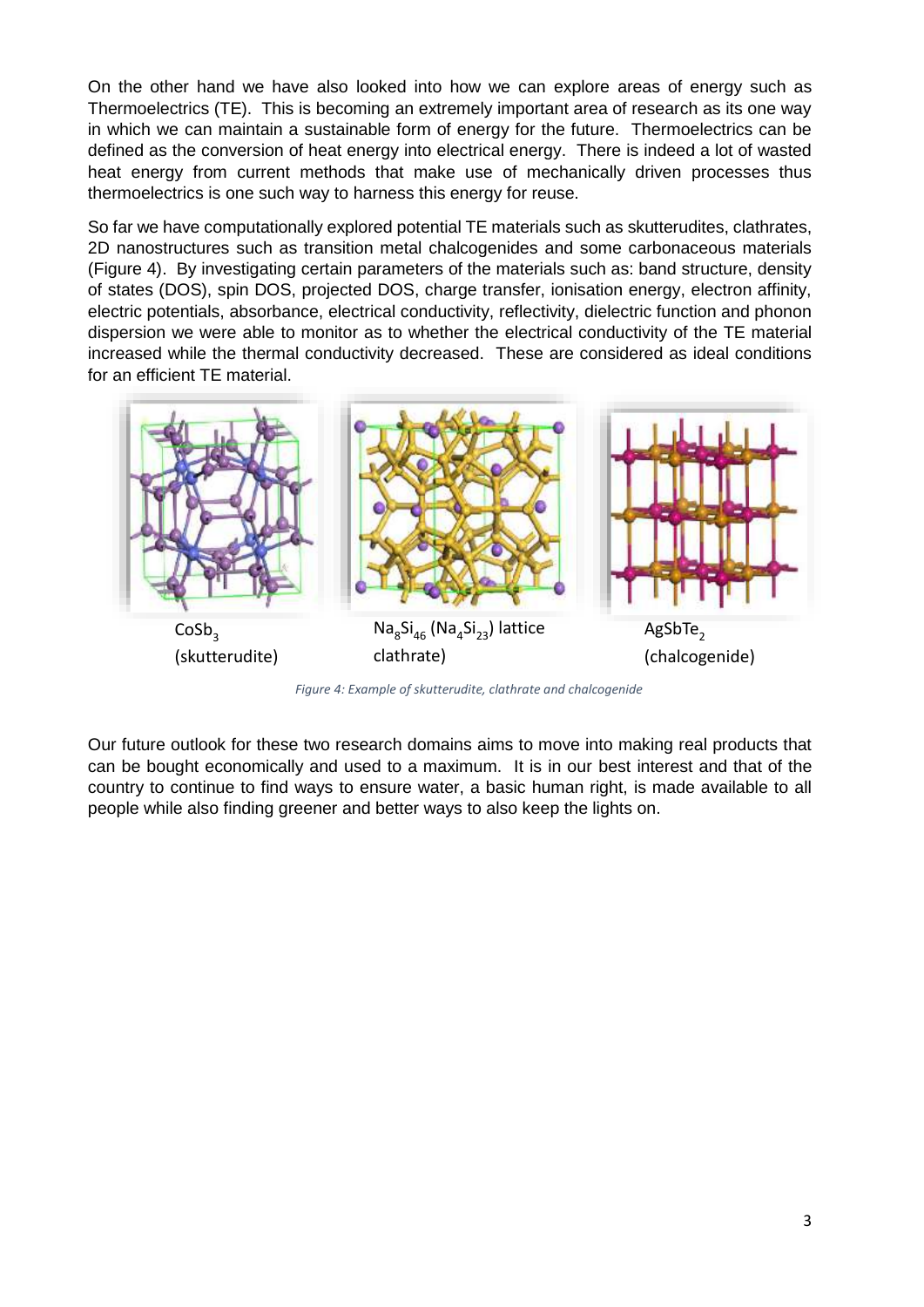On the other hand we have also looked into how we can explore areas of energy such as Thermoelectrics (TE). This is becoming an extremely important area of research as its one way in which we can maintain a sustainable form of energy for the future. Thermoelectrics can be defined as the conversion of heat energy into electrical energy. There is indeed a lot of wasted heat energy from current methods that make use of mechanically driven processes thus thermoelectrics is one such way to harness this energy for reuse.

So far we have computationally explored potential TE materials such as skutterudites, clathrates, 2D nanostructures such as transition metal chalcogenides and some carbonaceous materials (Figure 4). By investigating certain parameters of the materials such as: band structure, density of states (DOS), spin DOS, projected DOS, charge transfer, ionisation energy, electron affinity, electric potentials, absorbance, electrical conductivity, reflectivity, dielectric function and phonon dispersion we were able to monitor as to whether the electrical conductivity of the TE material increased while the thermal conductivity decreased. These are considered as ideal conditions for an efficient TE material.

$CoSb_3$ (skutterudite)

$Na_8Si_{46}$ ($Na_4Si_{23}$) lattice clathrate)

$AgSbTe_2$ (chalcogenide)

*Figure 4: Example of skutterudite, clathrate and chalcogenide*

Our future outlook for these two research domains aims to move into making real products that can be bought economically and used to a maximum. It is in our best interest and that of the country to continue to find ways to ensure water, a basic human right, is made available to all people while also finding greener and better ways to also keep the lights on.